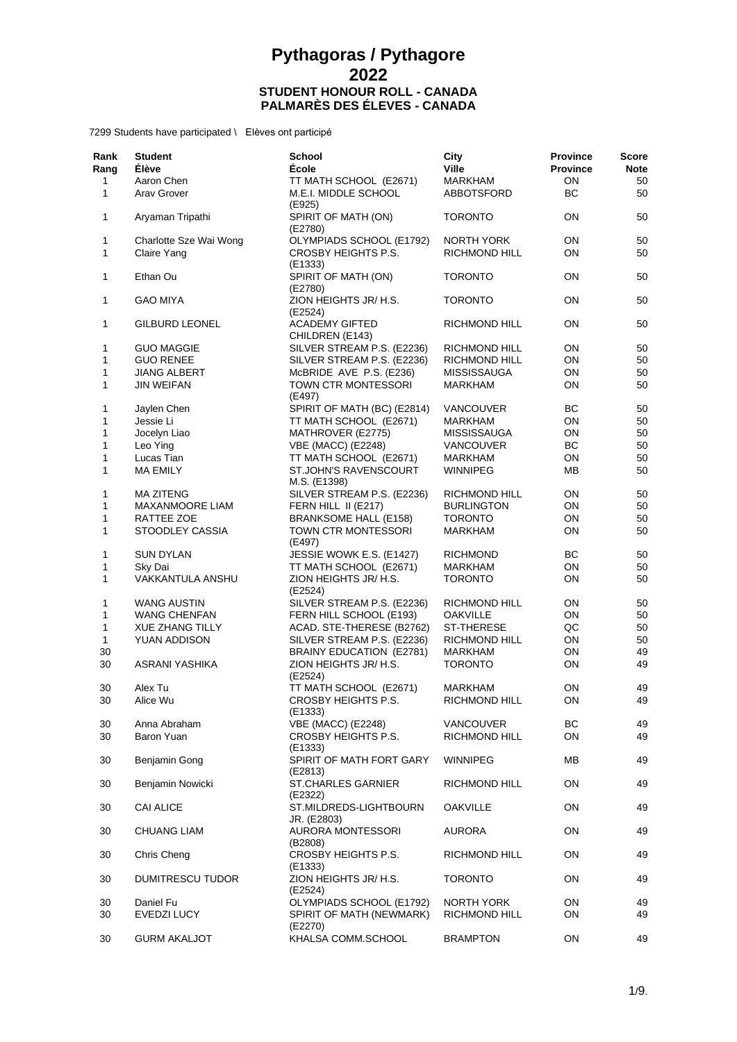# Pythagoras / Pythagore
# 2022
## STUDENT HONOUR ROLL - CANADA
## PALMARÈS DES ÉLEVES - CANADA

7299 Students have participated \ Elèves ont participé

| Rank<br>Rang | Student<br>Élève | School<br>École | City<br>Ville | Province<br>Province | Score<br>Note |
|---|---|---|---|---|---|
| 1 | Aaron Chen | TT MATH SCHOOL (E2671) | MARKHAM | ON | 50 |
| 1 | Arav Grover | M.E.I. MIDDLE SCHOOL (E925) | ABBOTSFORD | BC | 50 |
| 1 | Aryaman Tripathi | SPIRIT OF MATH (ON) (E2780) | TORONTO | ON | 50 |
| 1 | Charlotte Sze Wai Wong | OLYMPIADS SCHOOL (E1792) | NORTH YORK | ON | 50 |
| 1 | Claire Yang | CROSBY HEIGHTS P.S. (E1333) | RICHMOND HILL | ON | 50 |
| 1 | Ethan Ou | SPIRIT OF MATH (ON) (E2780) | TORONTO | ON | 50 |
| 1 | GAO MIYA | ZION HEIGHTS JR/ H.S. (E2524) | TORONTO | ON | 50 |
| 1 | GILBURD LEONEL | ACADEMY GIFTED CHILDREN (E143) | RICHMOND HILL | ON | 50 |
| 1 | GUO MAGGIE | SILVER STREAM P.S. (E2236) | RICHMOND HILL | ON | 50 |
| 1 | GUO RENEE | SILVER STREAM P.S. (E2236) | RICHMOND HILL | ON | 50 |
| 1 | JIANG ALBERT | McBRIDE AVE P.S. (E236) | MISSISSAUGA | ON | 50 |
| 1 | JIN WEIFAN | TOWN CTR MONTESSORI (E497) | MARKHAM | ON | 50 |
| 1 | Jaylen Chen | SPIRIT OF MATH (BC) (E2814) | VANCOUVER | BC | 50 |
| 1 | Jessie Li | TT MATH SCHOOL (E2671) | MARKHAM | ON | 50 |
| 1 | Jocelyn Liao | MATHROVER (E2775) | MISSISSAUGA | ON | 50 |
| 1 | Leo Ying | VBE (MACC) (E2248) | VANCOUVER | BC | 50 |
| 1 | Lucas Tian | TT MATH SCHOOL (E2671) | MARKHAM | ON | 50 |
| 1 | MA EMILY | ST.JOHN'S RAVENSCOURT M.S. (E1398) | WINNIPEG | MB | 50 |
| 1 | MA ZITENG | SILVER STREAM P.S. (E2236) | RICHMOND HILL | ON | 50 |
| 1 | MAXANMOORE LIAM | FERN HILL II (E217) | BURLINGTON | ON | 50 |
| 1 | RATTEE ZOE | BRANKSOME HALL (E158) | TORONTO | ON | 50 |
| 1 | STOODLEY CASSIA | TOWN CTR MONTESSORI (E497) | MARKHAM | ON | 50 |
| 1 | SUN DYLAN | JESSIE WOWK E.S. (E1427) | RICHMOND | BC | 50 |
| 1 | Sky Dai | TT MATH SCHOOL (E2671) | MARKHAM | ON | 50 |
| 1 | VAKKANTULA ANSHU | ZION HEIGHTS JR/ H.S. (E2524) | TORONTO | ON | 50 |
| 1 | WANG AUSTIN | SILVER STREAM P.S. (E2236) | RICHMOND HILL | ON | 50 |
| 1 | WANG CHENFAN | FERN HILL SCHOOL (E193) | OAKVILLE | ON | 50 |
| 1 | XUE ZHANG TILLY | ACAD. STE-THERESE (B2762) | ST-THERESE | QC | 50 |
| 1 | YUAN ADDISON | SILVER STREAM P.S. (E2236) | RICHMOND HILL | ON | 50 |
| 30 | | BRAINY EDUCATION (E2781) | MARKHAM | ON | 49 |
| 30 | ASRANI YASHIKA | ZION HEIGHTS JR/ H.S. (E2524) | TORONTO | ON | 49 |
| 30 | Alex Tu | TT MATH SCHOOL (E2671) | MARKHAM | ON | 49 |
| 30 | Alice Wu | CROSBY HEIGHTS P.S. (E1333) | RICHMOND HILL | ON | 49 |
| 30 | Anna Abraham | VBE (MACC) (E2248) | VANCOUVER | BC | 49 |
| 30 | Baron Yuan | CROSBY HEIGHTS P.S. (E1333) | RICHMOND HILL | ON | 49 |
| 30 | Benjamin Gong | SPIRIT OF MATH FORT GARY (E2813) | WINNIPEG | MB | 49 |
| 30 | Benjamin Nowicki | ST.CHARLES GARNIER (E2322) | RICHMOND HILL | ON | 49 |
| 30 | CAI ALICE | ST.MILDREDS-LIGHTBOURN JR. (E2803) | OAKVILLE | ON | 49 |
| 30 | CHUANG LIAM | AURORA MONTESSORI (B2808) | AURORA | ON | 49 |
| 30 | Chris Cheng | CROSBY HEIGHTS P.S. (E1333) | RICHMOND HILL | ON | 49 |
| 30 | DUMITRESCU TUDOR | ZION HEIGHTS JR/ H.S. (E2524) | TORONTO | ON | 49 |
| 30 | Daniel Fu | OLYMPIADS SCHOOL (E1792) | NORTH YORK | ON | 49 |
| 30 | EVEDZI LUCY | SPIRIT OF MATH (NEWMARK) (E2270) | RICHMOND HILL | ON | 49 |
| 30 | GURM AKALJOT | KHALSA COMM.SCHOOL | BRAMPTON | ON | 49 |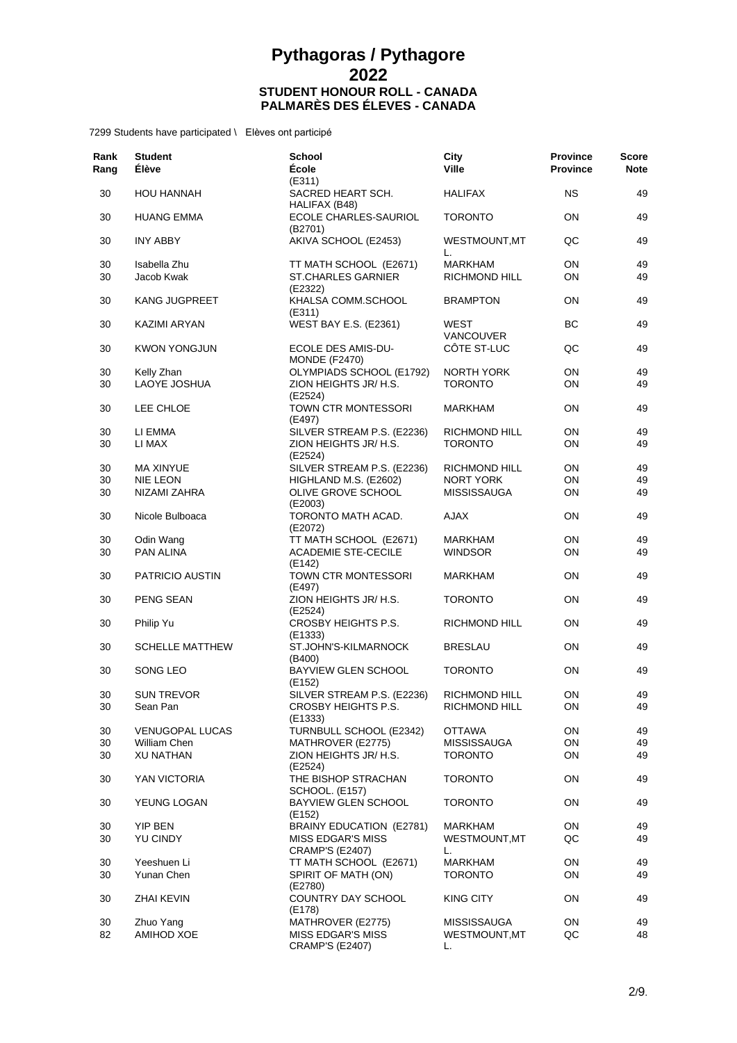# Pythagoras / Pythagore
# 2022
### STUDENT HONOUR ROLL - CANADA
### PALMARÈS DES ÉLEVES - CANADA

7299 Students have participated \ Elèves ont participé

| Rank<br>Rang | Student<br>Élève | School<br>École | City<br>Ville | Province<br>Province | Score<br>Note |
|---|---|---|---|---|---|
| | | (E311) | | | |
| 30 | HOU HANNAH | SACRED HEART SCH. HALIFAX (B48) | HALIFAX | NS | 49 |
| 30 | HUANG EMMA | ECOLE CHARLES-SAURIOL (B2701) | TORONTO | ON | 49 |
| 30 | INY ABBY | AKIVA SCHOOL (E2453) | WESTMOUNT,MT L. | QC | 49 |
| 30 | Isabella Zhu | TT MATH SCHOOL (E2671) | MARKHAM | ON | 49 |
| 30 | Jacob Kwak | ST.CHARLES GARNIER (E2322) | RICHMOND HILL | ON | 49 |
| 30 | KANG JUGPREET | KHALSA COMM.SCHOOL (E311) | BRAMPTON | ON | 49 |
| 30 | KAZIMI ARYAN | WEST BAY E.S. (E2361) | WEST VANCOUVER | BC | 49 |
| 30 | KWON YONGJUN | ECOLE DES AMIS-DU-MONDE (F2470) | CÔTE ST-LUC | QC | 49 |
| 30 | Kelly Zhan | OLYMPIADS SCHOOL (E1792) | NORTH YORK | ON | 49 |
| 30 | LAOYE JOSHUA | ZION HEIGHTS JR/ H.S. (E2524) | TORONTO | ON | 49 |
| 30 | LEE CHLOE | TOWN CTR MONTESSORI (E497) | MARKHAM | ON | 49 |
| 30 | LI EMMA | SILVER STREAM P.S. (E2236) | RICHMOND HILL | ON | 49 |
| 30 | LI MAX | ZION HEIGHTS JR/ H.S. (E2524) | TORONTO | ON | 49 |
| 30 | MA XINYUE | SILVER STREAM P.S. (E2236) | RICHMOND HILL | ON | 49 |
| 30 | NIE LEON | HIGHLAND M.S. (E2602) | NORT YORK | ON | 49 |
| 30 | NIZAMI ZAHRA | OLIVE GROVE SCHOOL (E2003) | MISSISSAUGA | ON | 49 |
| 30 | Nicole Bulboaca | TORONTO MATH ACAD. (E2072) | AJAX | ON | 49 |
| 30 | Odin Wang | TT MATH SCHOOL (E2671) | MARKHAM | ON | 49 |
| 30 | PAN ALINA | ACADEMIE STE-CECILE (E142) | WINDSOR | ON | 49 |
| 30 | PATRICIO AUSTIN | TOWN CTR MONTESSORI (E497) | MARKHAM | ON | 49 |
| 30 | PENG SEAN | ZION HEIGHTS JR/ H.S. (E2524) | TORONTO | ON | 49 |
| 30 | Philip Yu | CROSBY HEIGHTS P.S. (E1333) | RICHMOND HILL | ON | 49 |
| 30 | SCHELLE MATTHEW | ST.JOHN'S-KILMARNOCK (B400) | BRESLAU | ON | 49 |
| 30 | SONG LEO | BAYVIEW GLEN SCHOOL (E152) | TORONTO | ON | 49 |
| 30 | SUN TREVOR | SILVER STREAM P.S. (E2236) | RICHMOND HILL | ON | 49 |
| 30 | Sean Pan | CROSBY HEIGHTS P.S. (E1333) | RICHMOND HILL | ON | 49 |
| 30 | VENUGOPAL LUCAS | TURNBULL SCHOOL (E2342) | OTTAWA | ON | 49 |
| 30 | William Chen | MATHROVER (E2775) | MISSISSAUGA | ON | 49 |
| 30 | XU NATHAN | ZION HEIGHTS JR/ H.S. (E2524) | TORONTO | ON | 49 |
| 30 | YAN VICTORIA | THE BISHOP STRACHAN SCHOOL. (E157) | TORONTO | ON | 49 |
| 30 | YEUNG LOGAN | BAYVIEW GLEN SCHOOL (E152) | TORONTO | ON | 49 |
| 30 | YIP BEN | BRAINY EDUCATION (E2781) | MARKHAM | ON | 49 |
| 30 | YU CINDY | MISS EDGAR'S MISS CRAMP'S (E2407) | WESTMOUNT,MT L. | QC | 49 |
| 30 | Yeeshuen Li | TT MATH SCHOOL (E2671) | MARKHAM | ON | 49 |
| 30 | Yunan Chen | SPIRIT OF MATH (ON) (E2780) | TORONTO | ON | 49 |
| 30 | ZHAI KEVIN | COUNTRY DAY SCHOOL (E178) | KING CITY | ON | 49 |
| 30 | Zhuo Yang | MATHROVER (E2775) | MISSISSAUGA | ON | 49 |
| 82 | AMIHOD XOE | MISS EDGAR'S MISS CRAMP'S (E2407) | WESTMOUNT,MT L. | QC | 48 |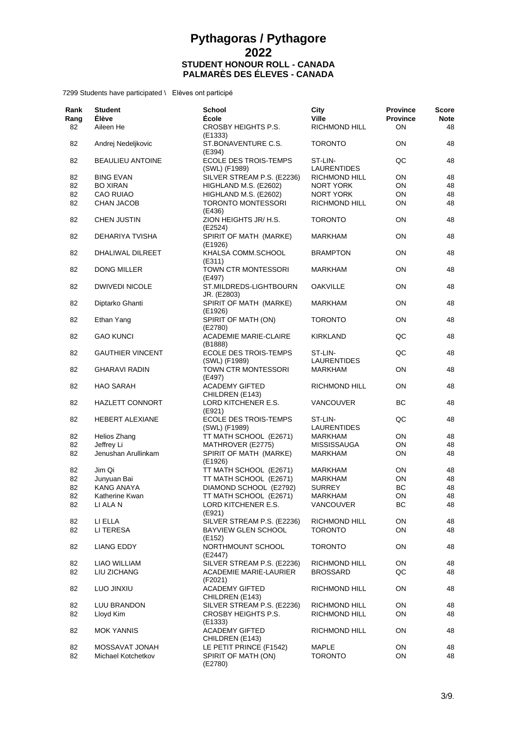# Pythagoras / Pythagore
# 2022
### STUDENT HONOUR ROLL - CANADA
### PALMARÈS DES ÉLEVES - CANADA

7299 Students have participated \ Elèves ont participé

| Rank<br>Rang | Student<br>Élève | School<br>École | City<br>Ville | Province<br>Province | Score<br>Note |
|---|---|---|---|---|---|
| 82 | Aileen He | CROSBY HEIGHTS P.S. (E1333) | RICHMOND HILL | ON | 48 |
| 82 | Andrej Nedeljkovic | ST.BONAVENTURE C.S. (E394) | TORONTO | ON | 48 |
| 82 | BEAULIEU ANTOINE | ECOLE DES TROIS-TEMPS (SWL) (F1989) | ST-LIN-LAURENTIDES | QC | 48 |
| 82 | BING EVAN | SILVER STREAM P.S. (E2236) | RICHMOND HILL | ON | 48 |
| 82 | BO XIRAN | HIGHLAND M.S. (E2602) | NORT YORK | ON | 48 |
| 82 | CAO RUIAO | HIGHLAND M.S. (E2602) | NORT YORK | ON | 48 |
| 82 | CHAN JACOB | TORONTO MONTESSORI (E436) | RICHMOND HILL | ON | 48 |
| 82 | CHEN JUSTIN | ZION HEIGHTS JR/ H.S. (E2524) | TORONTO | ON | 48 |
| 82 | DEHARIYA TVISHA | SPIRIT OF MATH (MARKE) (E1926) | MARKHAM | ON | 48 |
| 82 | DHALIWAL DILREET | KHALSA COMM.SCHOOL (E311) | BRAMPTON | ON | 48 |
| 82 | DONG MILLER | TOWN CTR MONTESSORI (E497) | MARKHAM | ON | 48 |
| 82 | DWIVEDI NICOLE | ST.MILDREDS-LIGHTBOURN JR. (E2803) | OAKVILLE | ON | 48 |
| 82 | Diptarko Ghanti | SPIRIT OF MATH (MARKE) (E1926) | MARKHAM | ON | 48 |
| 82 | Ethan Yang | SPIRIT OF MATH (ON) (E2780) | TORONTO | ON | 48 |
| 82 | GAO KUNCI | ACADEMIE MARIE-CLAIRE (B1888) | KIRKLAND | QC | 48 |
| 82 | GAUTHIER VINCENT | ECOLE DES TROIS-TEMPS (SWL) (F1989) | ST-LIN-LAURENTIDES | QC | 48 |
| 82 | GHARAVI RADIN | TOWN CTR MONTESSORI (E497) | MARKHAM | ON | 48 |
| 82 | HAO SARAH | ACADEMY GIFTED CHILDREN (E143) | RICHMOND HILL | ON | 48 |
| 82 | HAZLETT CONNORT | LORD KITCHENER E.S. (E921) | VANCOUVER | BC | 48 |
| 82 | HEBERT ALEXIANE | ECOLE DES TROIS-TEMPS (SWL) (F1989) | ST-LIN-LAURENTIDES | QC | 48 |
| 82 | Helios Zhang | TT MATH SCHOOL (E2671) | MARKHAM | ON | 48 |
| 82 | Jeffrey Li | MATHROVER (E2775) | MISSISSAUGA | ON | 48 |
| 82 | Jenushan Arullinkam | SPIRIT OF MATH (MARKE) (E1926) | MARKHAM | ON | 48 |
| 82 | Jim Qi | TT MATH SCHOOL (E2671) | MARKHAM | ON | 48 |
| 82 | Junyuan Bai | TT MATH SCHOOL (E2671) | MARKHAM | ON | 48 |
| 82 | KANG ANAYA | DIAMOND SCHOOL (E2792) | SURREY | BC | 48 |
| 82 | Katherine Kwan | TT MATH SCHOOL (E2671) | MARKHAM | ON | 48 |
| 82 | LI ALA N | LORD KITCHENER E.S. (E921) | VANCOUVER | BC | 48 |
| 82 | LI ELLA | SILVER STREAM P.S. (E2236) | RICHMOND HILL | ON | 48 |
| 82 | LI TERESA | BAYVIEW GLEN SCHOOL (E152) | TORONTO | ON | 48 |
| 82 | LIANG EDDY | NORTHMOUNT SCHOOL (E2447) | TORONTO | ON | 48 |
| 82 | LIAO WILLIAM | SILVER STREAM P.S. (E2236) | RICHMOND HILL | ON | 48 |
| 82 | LIU ZICHANG | ACADEMIE MARIE-LAURIER (F2021) | BROSSARD | QC | 48 |
| 82 | LUO JINXIU | ACADEMY GIFTED CHILDREN (E143) | RICHMOND HILL | ON | 48 |
| 82 | LUU BRANDON | SILVER STREAM P.S. (E2236) | RICHMOND HILL | ON | 48 |
| 82 | Lloyd Kim | CROSBY HEIGHTS P.S. (E1333) | RICHMOND HILL | ON | 48 |
| 82 | MOK YANNIS | ACADEMY GIFTED CHILDREN (E143) | RICHMOND HILL | ON | 48 |
| 82 | MOSSAVAT JONAH | LE PETIT PRINCE (F1542) | MAPLE | ON | 48 |
| 82 | Michael Kotchetkov | SPIRIT OF MATH (ON) (E2780) | TORONTO | ON | 48 |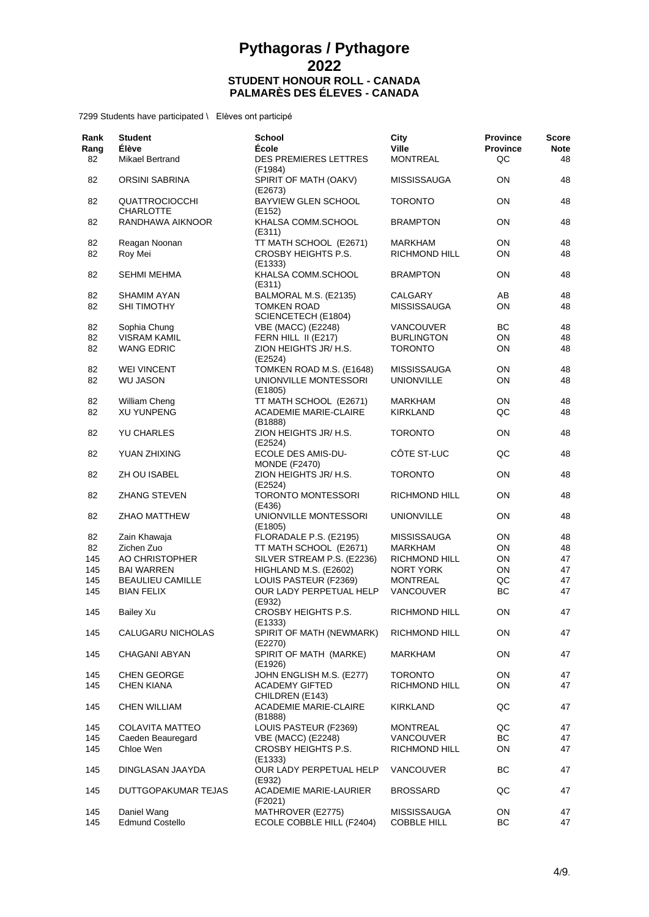# Pythagoras / Pythagore
# 2022
## STUDENT HONOUR ROLL - CANADA
## PALMARÈS DES ÉLEVES - CANADA

7299 Students have participated \ Elèves ont participé

| Rank<br>Rang | Student<br>Élève | School<br>École | City<br>Ville | Province<br>Province | Score<br>Note |
|---|---|---|---|---|---|
| 82 | Mikael Bertrand | DES PREMIERES LETTRES (F1984) | MONTREAL | QC | 48 |
| 82 | ORSINI SABRINA | SPIRIT OF MATH (OAKV) (E2673) | MISSISSAUGA | ON | 48 |
| 82 | QUATTROCIOCCHI CHARLOTTE | BAYVIEW GLEN SCHOOL (E152) | TORONTO | ON | 48 |
| 82 | RANDHAWA AIKNOOR | KHALSA COMM.SCHOOL (E311) | BRAMPTON | ON | 48 |
| 82 | Reagan Noonan | TT MATH SCHOOL (E2671) | MARKHAM | ON | 48 |
| 82 | Roy Mei | CROSBY HEIGHTS P.S. (E1333) | RICHMOND HILL | ON | 48 |
| 82 | SEHMI MEHMA | KHALSA COMM.SCHOOL (E311) | BRAMPTON | ON | 48 |
| 82 | SHAMIM AYAN | BALMORAL M.S. (E2135) | CALGARY | AB | 48 |
| 82 | SHI TIMOTHY | TOMKEN ROAD SCIENCETECH (E1804) | MISSISSAUGA | ON | 48 |
| 82 | Sophia Chung | VBE (MACC) (E2248) | VANCOUVER | BC | 48 |
| 82 | VISRAM KAMIL | FERN HILL II (E217) | BURLINGTON | ON | 48 |
| 82 | WANG EDRIC | ZION HEIGHTS JR/ H.S. (E2524) | TORONTO | ON | 48 |
| 82 | WEI VINCENT | TOMKEN ROAD M.S. (E1648) | MISSISSAUGA | ON | 48 |
| 82 | WU JASON | UNIONVILLE MONTESSORI (E1805) | UNIONVILLE | ON | 48 |
| 82 | William Cheng | TT MATH SCHOOL (E2671) | MARKHAM | ON | 48 |
| 82 | XU YUNPENG | ACADEMIE MARIE-CLAIRE (B1888) | KIRKLAND | QC | 48 |
| 82 | YU CHARLES | ZION HEIGHTS JR/ H.S. (E2524) | TORONTO | ON | 48 |
| 82 | YUAN ZHIXING | ECOLE DES AMIS-DU-MONDE (F2470) | CÔTE ST-LUC | QC | 48 |
| 82 | ZH OU ISABEL | ZION HEIGHTS JR/ H.S. (E2524) | TORONTO | ON | 48 |
| 82 | ZHANG STEVEN | TORONTO MONTESSORI (E436) | RICHMOND HILL | ON | 48 |
| 82 | ZHAO MATTHEW | UNIONVILLE MONTESSORI (E1805) | UNIONVILLE | ON | 48 |
| 82 | Zain Khawaja | FLORADALE P.S. (E2195) | MISSISSAUGA | ON | 48 |
| 82 | Zichen Zuo | TT MATH SCHOOL (E2671) | MARKHAM | ON | 48 |
| 145 | AO CHRISTOPHER | SILVER STREAM P.S. (E2236) | RICHMOND HILL | ON | 47 |
| 145 | BAI WARREN | HIGHLAND M.S. (E2602) | NORT YORK | ON | 47 |
| 145 | BEAULIEU CAMILLE | LOUIS PASTEUR (F2369) | MONTREAL | QC | 47 |
| 145 | BIAN FELIX | OUR LADY PERPETUAL HELP (E932) | VANCOUVER | BC | 47 |
| 145 | Bailey Xu | CROSBY HEIGHTS P.S. (E1333) | RICHMOND HILL | ON | 47 |
| 145 | CALUGARU NICHOLAS | SPIRIT OF MATH (NEWMARK) (E2270) | RICHMOND HILL | ON | 47 |
| 145 | CHAGANI ABYAN | SPIRIT OF MATH (MARKE) (E1926) | MARKHAM | ON | 47 |
| 145 | CHEN GEORGE | JOHN ENGLISH M.S. (E277) | TORONTO | ON | 47 |
| 145 | CHEN KIANA | ACADEMY GIFTED CHILDREN (E143) | RICHMOND HILL | ON | 47 |
| 145 | CHEN WILLIAM | ACADEMIE MARIE-CLAIRE (B1888) | KIRKLAND | QC | 47 |
| 145 | COLAVITA MATTEO | LOUIS PASTEUR (F2369) | MONTREAL | QC | 47 |
| 145 | Caeden Beauregard | VBE (MACC) (E2248) | VANCOUVER | BC | 47 |
| 145 | Chloe Wen | CROSBY HEIGHTS P.S. (E1333) | RICHMOND HILL | ON | 47 |
| 145 | DINGLASAN JAAYDA | OUR LADY PERPETUAL HELP (E932) | VANCOUVER | BC | 47 |
| 145 | DUTTGOPAKUMAR TEJAS | ACADEMIE MARIE-LAURIER (F2021) | BROSSARD | QC | 47 |
| 145 | Daniel Wang | MATHROVER (E2775) | MISSISSAUGA | ON | 47 |
| 145 | Edmund Costello | ECOLE COBBLE HILL (F2404) | COBBLE HILL | BC | 47 |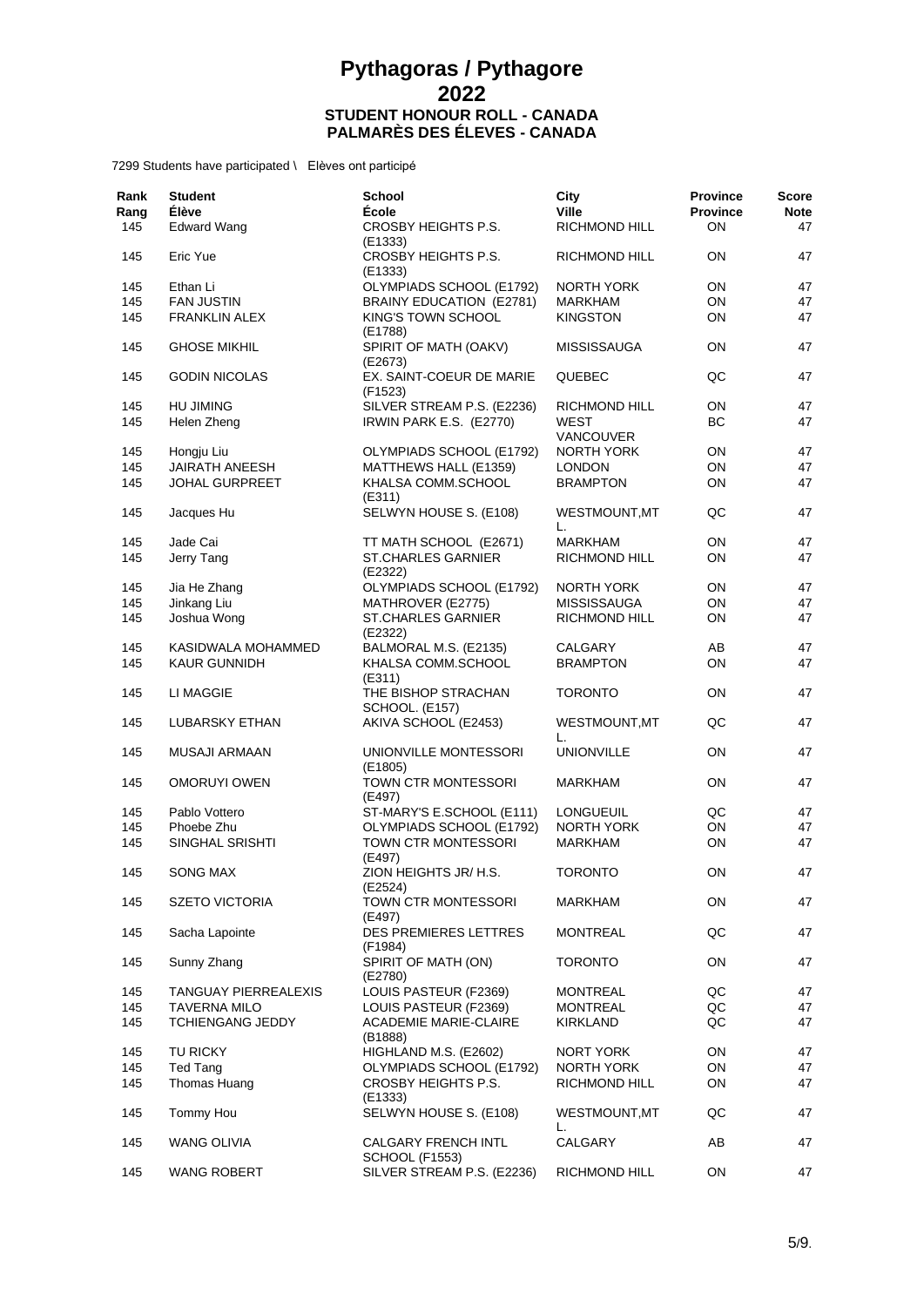# Pythagoras / Pythagore
# 2022
### STUDENT HONOUR ROLL - CANADA
### PALMARÈS DES ÉLEVES - CANADA

7299 Students have participated \ Elèves ont participé

| Rank Rang | Student Élève | School École | City Ville | Province Province | Score Note |
|---|---|---|---|---|---|
| 145 | Edward Wang | CROSBY HEIGHTS P.S. (E1333) | RICHMOND HILL | ON | 47 |
| 145 | Eric Yue | CROSBY HEIGHTS P.S. (E1333) | RICHMOND HILL | ON | 47 |
| 145 | Ethan Li | OLYMPIADS SCHOOL (E1792) | NORTH YORK | ON | 47 |
| 145 | FAN JUSTIN | BRAINY EDUCATION (E2781) | MARKHAM | ON | 47 |
| 145 | FRANKLIN ALEX | KING'S TOWN SCHOOL (E1788) | KINGSTON | ON | 47 |
| 145 | GHOSE MIKHIL | SPIRIT OF MATH (OAKV) (E2673) | MISSISSAUGA | ON | 47 |
| 145 | GODIN NICOLAS | EX. SAINT-COEUR DE MARIE (F1523) | QUEBEC | QC | 47 |
| 145 | HU JIMING | SILVER STREAM P.S. (E2236) | RICHMOND HILL | ON | 47 |
| 145 | Helen Zheng | IRWIN PARK E.S. (E2770) | WEST VANCOUVER | BC | 47 |
| 145 | Hongju Liu | OLYMPIADS SCHOOL (E1792) | NORTH YORK | ON | 47 |
| 145 | JAIRATH ANEESH | MATTHEWS HALL (E1359) | LONDON | ON | 47 |
| 145 | JOHAL GURPREET | KHALSA COMM.SCHOOL (E311) | BRAMPTON | ON | 47 |
| 145 | Jacques Hu | SELWYN HOUSE S. (E108) | WESTMOUNT,MT L. | QC | 47 |
| 145 | Jade Cai | TT MATH SCHOOL (E2671) | MARKHAM | ON | 47 |
| 145 | Jerry Tang | ST.CHARLES GARNIER (E2322) | RICHMOND HILL | ON | 47 |
| 145 | Jia He Zhang | OLYMPIADS SCHOOL (E1792) | NORTH YORK | ON | 47 |
| 145 | Jinkang Liu | MATHROVER (E2775) | MISSISSAUGA | ON | 47 |
| 145 | Joshua Wong | ST.CHARLES GARNIER (E2322) | RICHMOND HILL | ON | 47 |
| 145 | KASIDWALA MOHAMMED | BALMORAL M.S. (E2135) | CALGARY | AB | 47 |
| 145 | KAUR GUNNIDH | KHALSA COMM.SCHOOL (E311) | BRAMPTON | ON | 47 |
| 145 | LI MAGGIE | THE BISHOP STRACHAN SCHOOL. (E157) | TORONTO | ON | 47 |
| 145 | LUBARSKY ETHAN | AKIVA SCHOOL (E2453) | WESTMOUNT,MT L. | QC | 47 |
| 145 | MUSAJI ARMAAN | UNIONVILLE MONTESSORI (E1805) | UNIONVILLE | ON | 47 |
| 145 | OMORUYI OWEN | TOWN CTR MONTESSORI (E497) | MARKHAM | ON | 47 |
| 145 | Pablo Vottero | ST-MARY'S E.SCHOOL (E111) | LONGUEUIL | QC | 47 |
| 145 | Phoebe Zhu | OLYMPIADS SCHOOL (E1792) | NORTH YORK | ON | 47 |
| 145 | SINGHAL SRISHTI | TOWN CTR MONTESSORI (E497) | MARKHAM | ON | 47 |
| 145 | SONG MAX | ZION HEIGHTS JR/ H.S. (E2524) | TORONTO | ON | 47 |
| 145 | SZETO VICTORIA | TOWN CTR MONTESSORI (E497) | MARKHAM | ON | 47 |
| 145 | Sacha Lapointe | DES PREMIERES LETTRES (F1984) | MONTREAL | QC | 47 |
| 145 | Sunny Zhang | SPIRIT OF MATH (ON) (E2780) | TORONTO | ON | 47 |
| 145 | TANGUAY PIERREALEXIS | LOUIS PASTEUR (F2369) | MONTREAL | QC | 47 |
| 145 | TAVERNA MILO | LOUIS PASTEUR (F2369) | MONTREAL | QC | 47 |
| 145 | TCHIENGANG JEDDY | ACADEMIE MARIE-CLAIRE (B1888) | KIRKLAND | QC | 47 |
| 145 | TU RICKY | HIGHLAND M.S. (E2602) | NORT YORK | ON | 47 |
| 145 | Ted Tang | OLYMPIADS SCHOOL (E1792) | NORTH YORK | ON | 47 |
| 145 | Thomas Huang | CROSBY HEIGHTS P.S. (E1333) | RICHMOND HILL | ON | 47 |
| 145 | Tommy Hou | SELWYN HOUSE S. (E108) | WESTMOUNT,MT L. | QC | 47 |
| 145 | WANG OLIVIA | CALGARY FRENCH INTL SCHOOL (F1553) | CALGARY | AB | 47 |
| 145 | WANG ROBERT | SILVER STREAM P.S. (E2236) | RICHMOND HILL | ON | 47 |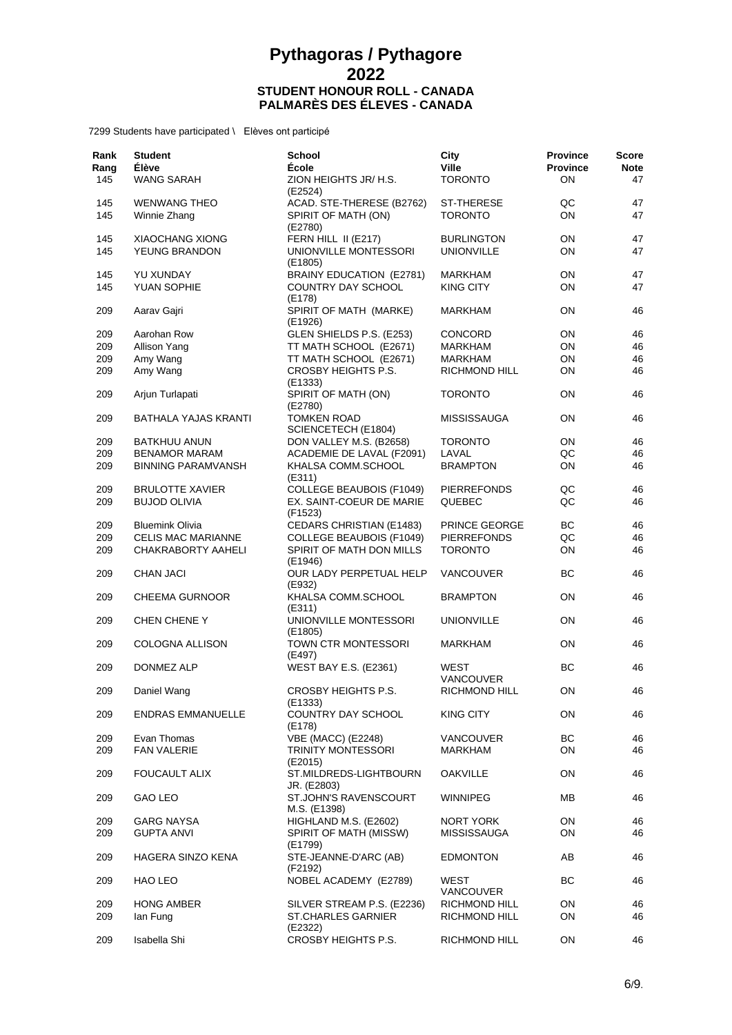# Pythagoras / Pythagore
# 2022
## STUDENT HONOUR ROLL - CANADA
## PALMARÈS DES ÉLEVES - CANADA

7299 Students have participated \ Elèves ont participé

| Rank Rang | Student Élève | School École | City Ville | Province Province | Score Note |
|---|---|---|---|---|---|
| 145 | WANG SARAH | ZION HEIGHTS JR/ H.S. (E2524) | TORONTO | ON | 47 |
| 145 | WENWANG THEO | ACAD. STE-THERESE (B2762) | ST-THERESE | QC | 47 |
| 145 | Winnie Zhang | SPIRIT OF MATH (ON) (E2780) | TORONTO | ON | 47 |
| 145 | XIAOCHANG XIONG | FERN HILL II (E217) | BURLINGTON | ON | 47 |
| 145 | YEUNG BRANDON | UNIONVILLE MONTESSORI (E1805) | UNIONVILLE | ON | 47 |
| 145 | YU XUNDAY | BRAINY EDUCATION (E2781) | MARKHAM | ON | 47 |
| 145 | YUAN SOPHIE | COUNTRY DAY SCHOOL (E178) | KING CITY | ON | 47 |
| 209 | Aarav Gajri | SPIRIT OF MATH (MARKE) (E1926) | MARKHAM | ON | 46 |
| 209 | Aarohan Row | GLEN SHIELDS P.S. (E253) | CONCORD | ON | 46 |
| 209 | Allison Yang | TT MATH SCHOOL (E2671) | MARKHAM | ON | 46 |
| 209 | Amy Wang | TT MATH SCHOOL (E2671) | MARKHAM | ON | 46 |
| 209 | Amy Wang | CROSBY HEIGHTS P.S. (E1333) | RICHMOND HILL | ON | 46 |
| 209 | Arjun Turlapati | SPIRIT OF MATH (ON) (E2780) | TORONTO | ON | 46 |
| 209 | BATHALA YAJAS KRANTI | TOMKEN ROAD SCIENCETECH (E1804) | MISSISSAUGA | ON | 46 |
| 209 | BATKHUU ANUN | DON VALLEY M.S. (B2658) | TORONTO | ON | 46 |
| 209 | BENAMOR MARAM | ACADEMIE DE LAVAL (F2091) | LAVAL | QC | 46 |
| 209 | BINNING PARAMVANSH | KHALSA COMM.SCHOOL (E311) | BRAMPTON | ON | 46 |
| 209 | BRULOTTE XAVIER | COLLEGE BEAUBOIS (F1049) | PIERREFONDS | QC | 46 |
| 209 | BUJOD OLIVIA | EX. SAINT-COEUR DE MARIE (F1523) | QUEBEC | QC | 46 |
| 209 | Bluemink Olivia | CEDARS CHRISTIAN (E1483) | PRINCE GEORGE | BC | 46 |
| 209 | CELIS MAC MARIANNE | COLLEGE BEAUBOIS (F1049) | PIERREFONDS | QC | 46 |
| 209 | CHAKRABORTY AAHELI | SPIRIT OF MATH DON MILLS (E1946) | TORONTO | ON | 46 |
| 209 | CHAN JACI | OUR LADY PERPETUAL HELP (E932) | VANCOUVER | BC | 46 |
| 209 | CHEEMA GURNOOR | KHALSA COMM.SCHOOL (E311) | BRAMPTON | ON | 46 |
| 209 | CHEN CHENE Y | UNIONVILLE MONTESSORI (E1805) | UNIONVILLE | ON | 46 |
| 209 | COLOGNA ALLISON | TOWN CTR MONTESSORI (E497) | MARKHAM | ON | 46 |
| 209 | DONMEZ ALP | WEST BAY E.S. (E2361) | WEST VANCOUVER | BC | 46 |
| 209 | Daniel Wang | CROSBY HEIGHTS P.S. (E1333) | RICHMOND HILL | ON | 46 |
| 209 | ENDRAS EMMANUELLE | COUNTRY DAY SCHOOL (E178) | KING CITY | ON | 46 |
| 209 | Evan Thomas | VBE (MACC) (E2248) | VANCOUVER | BC | 46 |
| 209 | FAN VALERIE | TRINITY MONTESSORI (E2015) | MARKHAM | ON | 46 |
| 209 | FOUCAULT ALIX | ST.MILDREDS-LIGHTBOURN JR. (E2803) | OAKVILLE | ON | 46 |
| 209 | GAO LEO | ST.JOHN'S RAVENSCOURT M.S. (E1398) | WINNIPEG | MB | 46 |
| 209 | GARG NAYSA | HIGHLAND M.S. (E2602) | NORT YORK | ON | 46 |
| 209 | GUPTA ANVI | SPIRIT OF MATH (MISSW) (E1799) | MISSISSAUGA | ON | 46 |
| 209 | HAGERA SINZO KENA | STE-JEANNE-D'ARC (AB) (F2192) | EDMONTON | AB | 46 |
| 209 | HAO LEO | NOBEL ACADEMY (E2789) | WEST VANCOUVER | BC | 46 |
| 209 | HONG AMBER | SILVER STREAM P.S. (E2236) | RICHMOND HILL | ON | 46 |
| 209 | Ian Fung | ST.CHARLES GARNIER (E2322) | RICHMOND HILL | ON | 46 |
| 209 | Isabella Shi | CROSBY HEIGHTS P.S. | RICHMOND HILL | ON | 46 |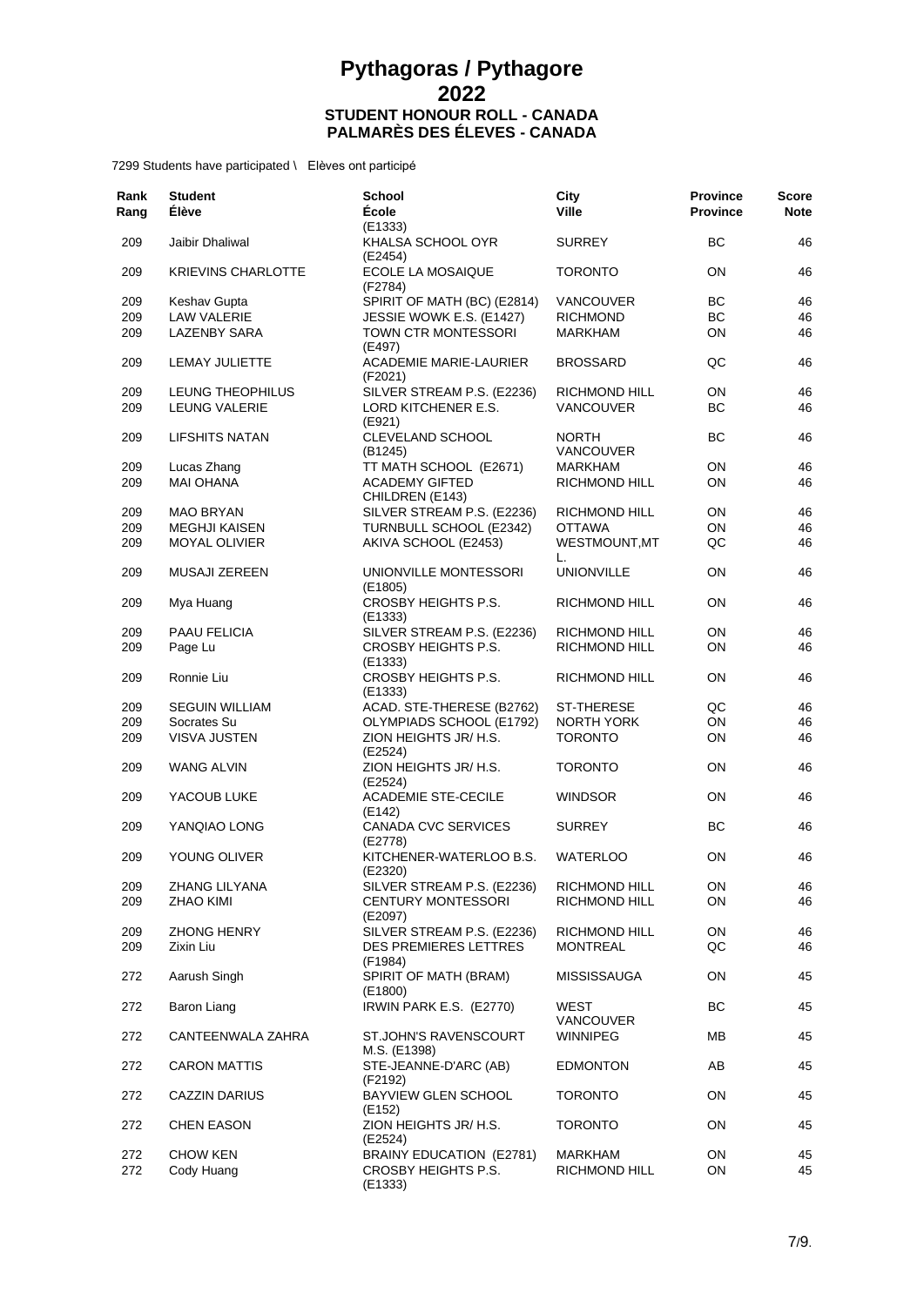# Pythagoras / Pythagore
# 2022
### STUDENT HONOUR ROLL - CANADA
### PALMARÈS DES ÉLEVES - CANADA

7299 Students have participated \ Elèves ont participé

| Rank<br>Rang | Student<br>Élève | School<br>École | City<br>Ville | Province<br>Province | Score<br>Note |
|---|---|---|---|---|---|
| 209 | Jaibir Dhaliwal | (E1333)<br>KHALSA SCHOOL OYR | SURREY | BC | 46 |
| 209 | KRIEVINS CHARLOTTE | (E2454)<br>ECOLE LA MOSAIQUE | TORONTO | ON | 46 |
| 209 | Keshav Gupta | (F2784)<br>SPIRIT OF MATH (BC) (E2814) | VANCOUVER | BC | 46 |
| 209 | LAW VALERIE | JESSIE WOWK E.S. (E1427) | RICHMOND | BC | 46 |
| 209 | LAZENBY SARA | TOWN CTR MONTESSORI (E497) | MARKHAM | ON | 46 |
| 209 | LEMAY JULIETTE | ACADEMIE MARIE-LAURIER (F2021) | BROSSARD | QC | 46 |
| 209 | LEUNG THEOPHILUS | SILVER STREAM P.S. (E2236) | RICHMOND HILL | ON | 46 |
| 209 | LEUNG VALERIE | LORD KITCHENER E.S. (E921) | VANCOUVER | BC | 46 |
| 209 | LIFSHITS NATAN | CLEVELAND SCHOOL (B1245) | NORTH VANCOUVER | BC | 46 |
| 209 | Lucas Zhang | TT MATH SCHOOL (E2671) | MARKHAM | ON | 46 |
| 209 | MAI OHANA | ACADEMY GIFTED CHILDREN (E143) | RICHMOND HILL | ON | 46 |
| 209 | MAO BRYAN | SILVER STREAM P.S. (E2236) | RICHMOND HILL | ON | 46 |
| 209 | MEGHJI KAISEN | TURNBULL SCHOOL (E2342) | OTTAWA | ON | 46 |
| 209 | MOYAL OLIVIER | AKIVA SCHOOL (E2453) | WESTMOUNT,MT L. | QC | 46 |
| 209 | MUSAJI ZEREEN | UNIONVILLE MONTESSORI (E1805) | UNIONVILLE | ON | 46 |
| 209 | Mya Huang | CROSBY HEIGHTS P.S. (E1333) | RICHMOND HILL | ON | 46 |
| 209 | PAAU FELICIA | SILVER STREAM P.S. (E2236) | RICHMOND HILL | ON | 46 |
| 209 | Page Lu | CROSBY HEIGHTS P.S. (E1333) | RICHMOND HILL | ON | 46 |
| 209 | Ronnie Liu | CROSBY HEIGHTS P.S. (E1333) | RICHMOND HILL | ON | 46 |
| 209 | SEGUIN WILLIAM | ACAD. STE-THERESE (B2762) | ST-THERESE | QC | 46 |
| 209 | Socrates Su | OLYMPIADS SCHOOL (E1792) | NORTH YORK | ON | 46 |
| 209 | VISVA JUSTEN | ZION HEIGHTS JR/ H.S. (E2524) | TORONTO | ON | 46 |
| 209 | WANG ALVIN | ZION HEIGHTS JR/ H.S. (E2524) | TORONTO | ON | 46 |
| 209 | YACOUB LUKE | ACADEMIE STE-CECILE (E142) | WINDSOR | ON | 46 |
| 209 | YANQIAO LONG | CANADA CVC SERVICES (E2778) | SURREY | BC | 46 |
| 209 | YOUNG OLIVER | KITCHENER-WATERLOO B.S. (E2320) | WATERLOO | ON | 46 |
| 209 | ZHANG LILYANA | SILVER STREAM P.S. (E2236) | RICHMOND HILL | ON | 46 |
| 209 | ZHAO KIMI | CENTURY MONTESSORI (E2097) | RICHMOND HILL | ON | 46 |
| 209 | ZHONG HENRY | SILVER STREAM P.S. (E2236) | RICHMOND HILL | ON | 46 |
| 209 | Zixin Liu | DES PREMIERES LETTRES (F1984) | MONTREAL | QC | 46 |
| 272 | Aarush Singh | SPIRIT OF MATH (BRAM) (E1800) | MISSISSAUGA | ON | 45 |
| 272 | Baron Liang | IRWIN PARK E.S. (E2770) | WEST VANCOUVER | BC | 45 |
| 272 | CANTEENWALA ZAHRA | ST.JOHN'S RAVENSCOURT M.S. (E1398) | WINNIPEG | MB | 45 |
| 272 | CARON MATTIS | STE-JEANNE-D'ARC (AB) (F2192) | EDMONTON | AB | 45 |
| 272 | CAZZIN DARIUS | BAYVIEW GLEN SCHOOL (E152) | TORONTO | ON | 45 |
| 272 | CHEN EASON | ZION HEIGHTS JR/ H.S. (E2524) | TORONTO | ON | 45 |
| 272 | CHOW KEN | BRAINY EDUCATION (E2781) | MARKHAM | ON | 45 |
| 272 | Cody Huang | CROSBY HEIGHTS P.S. (E1333) | RICHMOND HILL | ON | 45 |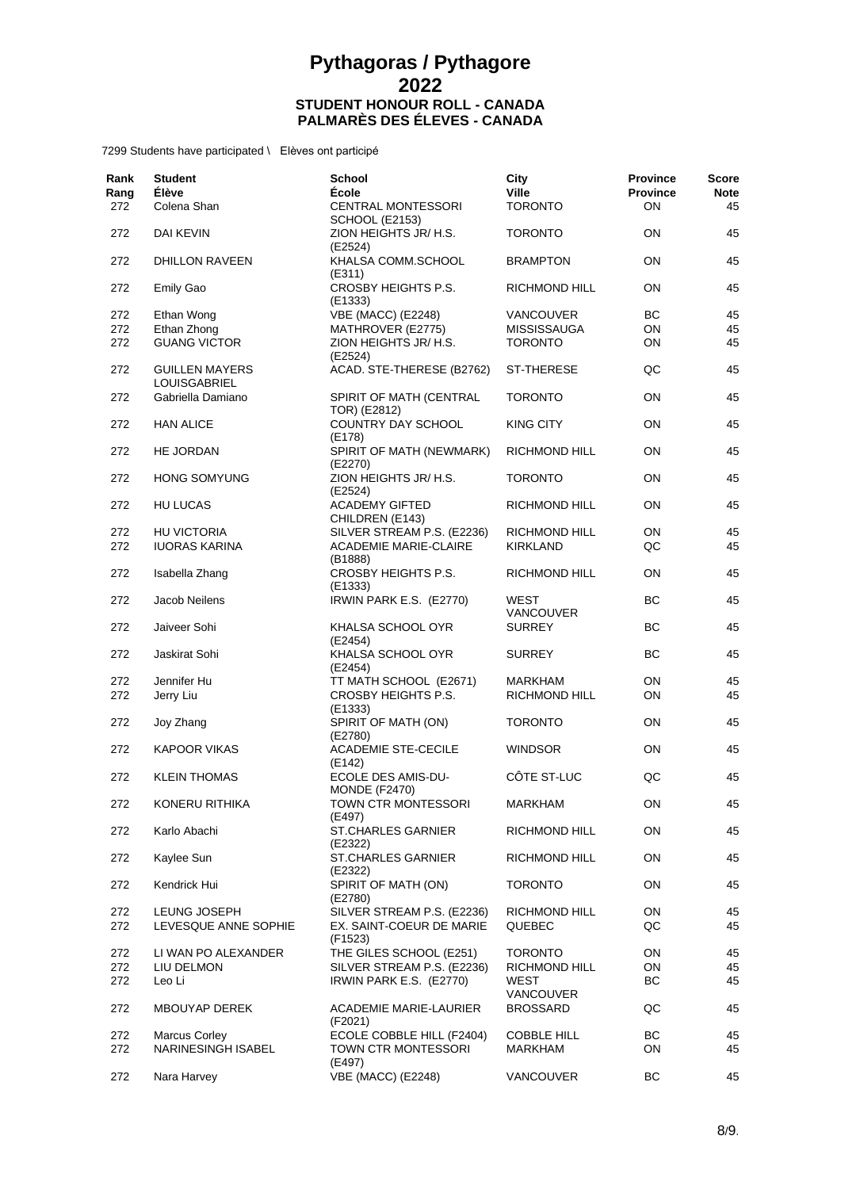# Pythagoras / Pythagore
# 2022
### STUDENT HONOUR ROLL - CANADA
### PALMARÈS DES ÉLEVES - CANADA

7299 Students have participated \ Elèves ont participé

| Rank<br>Rang | Student<br>Élève | School<br>École | City<br>Ville | Province<br>Province | Score<br>Note |
|---|---|---|---|---|---|
| 272 | Colena Shan | CENTRAL MONTESSORI SCHOOL (E2153) | TORONTO | ON | 45 |
| 272 | DAI KEVIN | ZION HEIGHTS JR/ H.S. (E2524) | TORONTO | ON | 45 |
| 272 | DHILLON RAVEEN | KHALSA COMM.SCHOOL (E311) | BRAMPTON | ON | 45 |
| 272 | Emily Gao | CROSBY HEIGHTS P.S. (E1333) | RICHMOND HILL | ON | 45 |
| 272 | Ethan Wong | VBE (MACC) (E2248) | VANCOUVER | BC | 45 |
| 272 | Ethan Zhong | MATHROVER (E2775) | MISSISSAUGA | ON | 45 |
| 272 | GUANG VICTOR | ZION HEIGHTS JR/ H.S. (E2524) | TORONTO | ON | 45 |
| 272 | GUILLEN MAYERS LOUISGABRIEL | ACAD. STE-THERESE (B2762) | ST-THERESE | QC | 45 |
| 272 | Gabriella Damiano | SPIRIT OF MATH (CENTRAL TOR) (E2812) | TORONTO | ON | 45 |
| 272 | HAN ALICE | COUNTRY DAY SCHOOL (E178) | KING CITY | ON | 45 |
| 272 | HE JORDAN | SPIRIT OF MATH (NEWMARK) (E2270) | RICHMOND HILL | ON | 45 |
| 272 | HONG SOMYUNG | ZION HEIGHTS JR/ H.S. (E2524) | TORONTO | ON | 45 |
| 272 | HU LUCAS | ACADEMY GIFTED CHILDREN (E143) | RICHMOND HILL | ON | 45 |
| 272 | HU VICTORIA | SILVER STREAM P.S. (E2236) | RICHMOND HILL | ON | 45 |
| 272 | IUORAS KARINA | ACADEMIE MARIE-CLAIRE (B1888) | KIRKLAND | QC | 45 |
| 272 | Isabella Zhang | CROSBY HEIGHTS P.S. (E1333) | RICHMOND HILL | ON | 45 |
| 272 | Jacob Neilens | IRWIN PARK E.S. (E2770) | WEST VANCOUVER | BC | 45 |
| 272 | Jaiveer Sohi | KHALSA SCHOOL OYR (E2454) | SURREY | BC | 45 |
| 272 | Jaskirat Sohi | KHALSA SCHOOL OYR (E2454) | SURREY | BC | 45 |
| 272 | Jennifer Hu | TT MATH SCHOOL (E2671) | MARKHAM | ON | 45 |
| 272 | Jerry Liu | CROSBY HEIGHTS P.S. (E1333) | RICHMOND HILL | ON | 45 |
| 272 | Joy Zhang | SPIRIT OF MATH (ON) (E2780) | TORONTO | ON | 45 |
| 272 | KAPOOR VIKAS | ACADEMIE STE-CECILE (E142) | WINDSOR | ON | 45 |
| 272 | KLEIN THOMAS | ECOLE DES AMIS-DU-MONDE (F2470) | CÔTE ST-LUC | QC | 45 |
| 272 | KONERU RITHIKA | TOWN CTR MONTESSORI (E497) | MARKHAM | ON | 45 |
| 272 | Karlo Abachi | ST.CHARLES GARNIER (E2322) | RICHMOND HILL | ON | 45 |
| 272 | Kaylee Sun | ST.CHARLES GARNIER (E2322) | RICHMOND HILL | ON | 45 |
| 272 | Kendrick Hui | SPIRIT OF MATH (ON) (E2780) | TORONTO | ON | 45 |
| 272 | LEUNG JOSEPH | SILVER STREAM P.S. (E2236) | RICHMOND HILL | ON | 45 |
| 272 | LEVESQUE ANNE SOPHIE | EX. SAINT-COEUR DE MARIE (F1523) | QUEBEC | QC | 45 |
| 272 | LI WAN PO ALEXANDER | THE GILES SCHOOL (E251) | TORONTO | ON | 45 |
| 272 | LIU DELMON | SILVER STREAM P.S. (E2236) | RICHMOND HILL | ON | 45 |
| 272 | Leo Li | IRWIN PARK E.S. (E2770) | WEST VANCOUVER | BC | 45 |
| 272 | MBOUYAP DEREK | ACADEMIE MARIE-LAURIER (F2021) | BROSSARD | QC | 45 |
| 272 | Marcus Corley | ECOLE COBBLE HILL (F2404) | COBBLE HILL | BC | 45 |
| 272 | NARINESINGH ISABEL | TOWN CTR MONTESSORI (E497) | MARKHAM | ON | 45 |
| 272 | Nara Harvey | VBE (MACC) (E2248) | VANCOUVER | BC | 45 |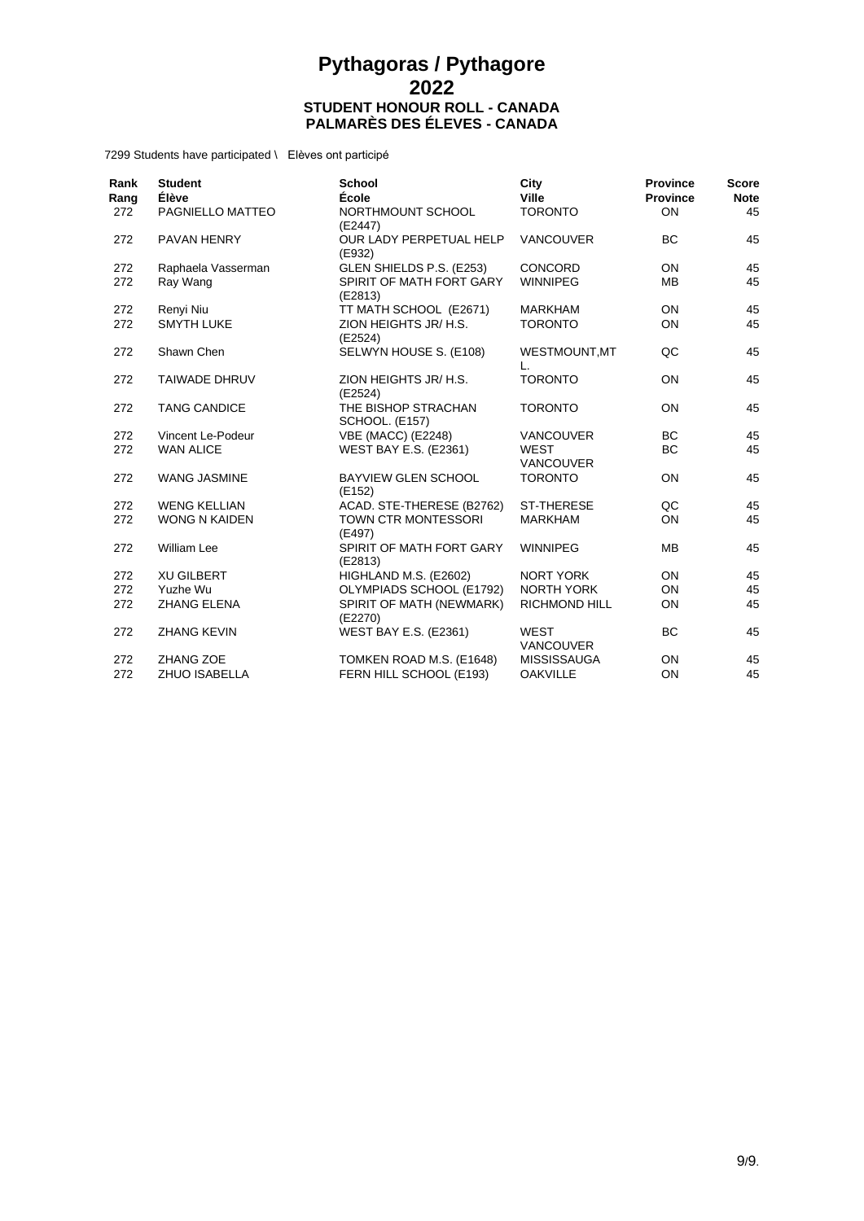# Pythagoras / Pythagore
# 2022
## STUDENT HONOUR ROLL - CANADA
## PALMARÈS DES ÉLEVES - CANADA

7299 Students have participated \ Elèves ont participé

| Rank<br>Rang | Student<br>Élève | School<br>École | City<br>Ville | Province<br>Province | Score<br>Note |
|---|---|---|---|---|---|
| 272 | PAGNIELLO MATTEO | NORTHMOUNT SCHOOL (E2447) | TORONTO | ON | 45 |
| 272 | PAVAN HENRY | OUR LADY PERPETUAL HELP (E932) | VANCOUVER | BC | 45 |
| 272 | Raphaela Vasserman | GLEN SHIELDS P.S. (E253) | CONCORD | ON | 45 |
| 272 | Ray Wang | SPIRIT OF MATH FORT GARY (E2813) | WINNIPEG | MB | 45 |
| 272 | Renyi Niu | TT MATH SCHOOL (E2671) | MARKHAM | ON | 45 |
| 272 | SMYTH LUKE | ZION HEIGHTS JR/ H.S. (E2524) | TORONTO | ON | 45 |
| 272 | Shawn Chen | SELWYN HOUSE S. (E108) | WESTMOUNT,MTL. | QC | 45 |
| 272 | TAIWADE DHRUV | ZION HEIGHTS JR/ H.S. (E2524) | TORONTO | ON | 45 |
| 272 | TANG CANDICE | THE BISHOP STRACHAN SCHOOL. (E157) | TORONTO | ON | 45 |
| 272 | Vincent Le-Podeur | VBE (MACC) (E2248) | VANCOUVER | BC | 45 |
| 272 | WAN ALICE | WEST BAY E.S. (E2361) | WEST VANCOUVER | BC | 45 |
| 272 | WANG JASMINE | BAYVIEW GLEN SCHOOL (E152) | TORONTO | ON | 45 |
| 272 | WENG KELLIAN | ACAD. STE-THERESE (B2762) | ST-THERESE | QC | 45 |
| 272 | WONG N KAIDEN | TOWN CTR MONTESSORI (E497) | MARKHAM | ON | 45 |
| 272 | William Lee | SPIRIT OF MATH FORT GARY (E2813) | WINNIPEG | MB | 45 |
| 272 | XU GILBERT | HIGHLAND M.S. (E2602) | NORT YORK | ON | 45 |
| 272 | Yuzhe Wu | OLYMPIADS SCHOOL (E1792) | NORTH YORK | ON | 45 |
| 272 | ZHANG ELENA | SPIRIT OF MATH (NEWMARK) (E2270) | RICHMOND HILL | ON | 45 |
| 272 | ZHANG KEVIN | WEST BAY E.S. (E2361) | WEST VANCOUVER | BC | 45 |
| 272 | ZHANG ZOE | TOMKEN ROAD M.S. (E1648) | MISSISSAUGA | ON | 45 |
| 272 | ZHUO ISABELLA | FERN HILL SCHOOL (E193) | OAKVILLE | ON | 45 |